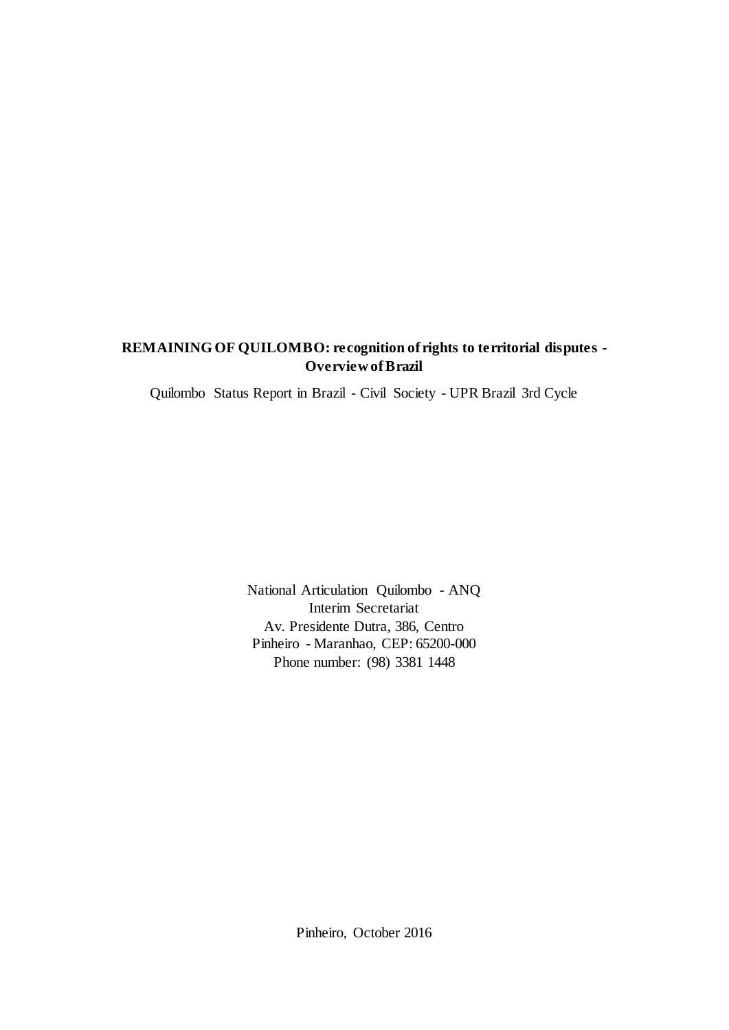# REMAINING OF QUILOMBO: recognition of rights to territorial disputes - Overview of Brazil

Quilombo Status Report in Brazil - Civil Society - UPR Brazil 3rd Cycle

National Articulation Quilombo - ANQ
Interim Secretariat
Av. Presidente Dutra, 386, Centro
Pinheiro - Maranhao, CEP: 65200-000
Phone number: (98) 3381 1448

Pinheiro, October 2016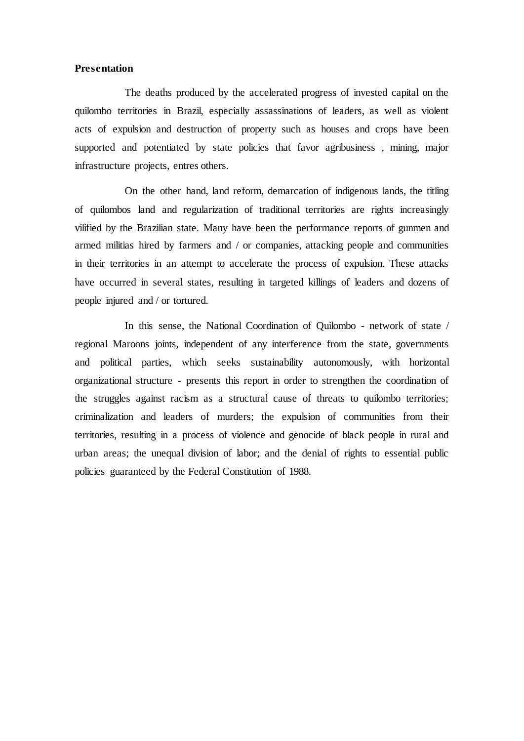**Presentation**

The deaths produced by the accelerated progress of invested capital on the quilombo territories in Brazil, especially assassinations of leaders, as well as violent acts of expulsion and destruction of property such as houses and crops have been supported and potentiated by state policies that favor agribusiness , mining, major infrastructure projects, entres others.

On the other hand, land reform, demarcation of indigenous lands, the titling of quilombos land and regularization of traditional territories are rights increasingly vilified by the Brazilian state. Many have been the performance reports of gunmen and armed militias hired by farmers and / or companies, attacking people and communities in their territories in an attempt to accelerate the process of expulsion. These attacks have occurred in several states, resulting in targeted killings of leaders and dozens of people injured and / or tortured.

In this sense, the National Coordination of Quilombo - network of state / regional Maroons joints, independent of any interference from the state, governments and political parties, which seeks sustainability autonomously, with horizontal organizational structure - presents this report in order to strengthen the coordination of the struggles against racism as a structural cause of threats to quilombo territories; criminalization and leaders of murders; the expulsion of communities from their territories, resulting in a process of violence and genocide of black people in rural and urban areas; the unequal division of labor; and the denial of rights to essential public policies guaranteed by the Federal Constitution of 1988.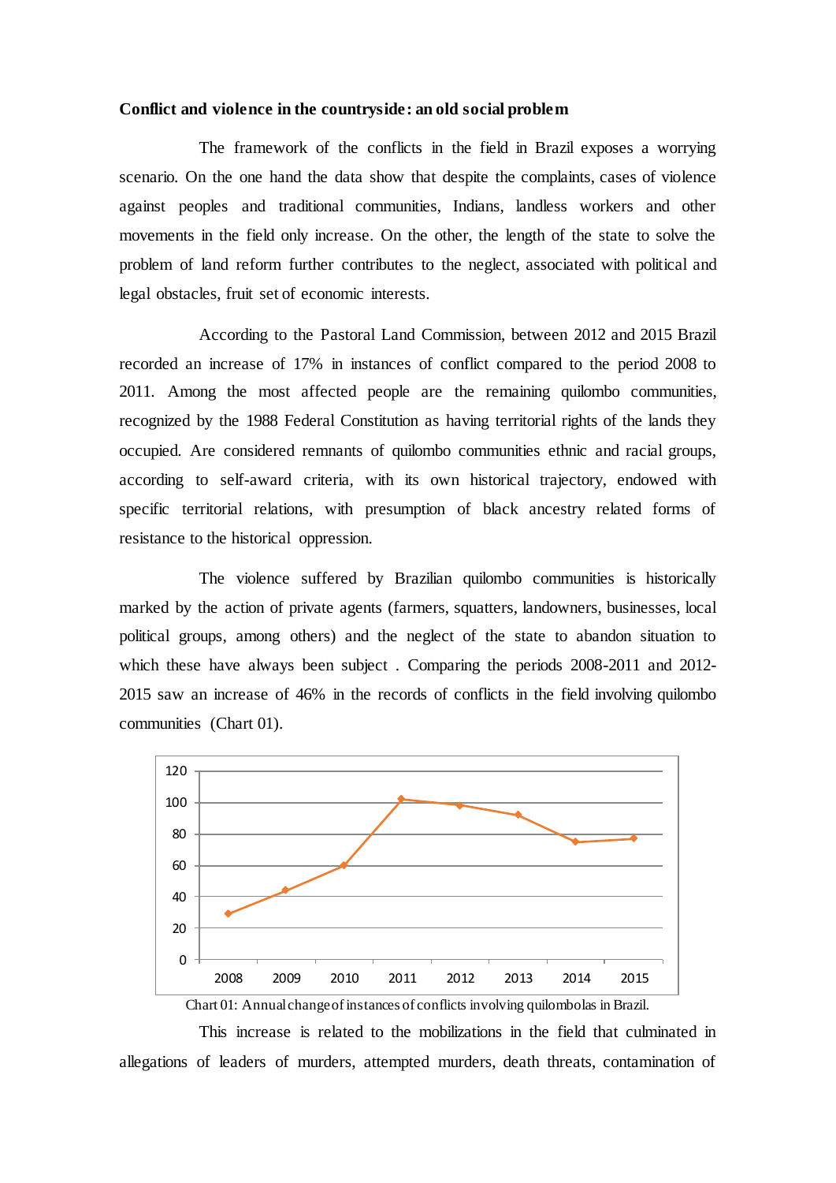**Conflict and violence in the countryside: an old social problem**

The framework of the conflicts in the field in Brazil exposes a worrying scenario. On the one hand the data show that despite the complaints, cases of violence against peoples and traditional communities, Indians, landless workers and other movements in the field only increase. On the other, the length of the state to solve the problem of land reform further contributes to the neglect, associated with political and legal obstacles, fruit set of economic interests.

According to the Pastoral Land Commission, between 2012 and 2015 Brazil recorded an increase of 17% in instances of conflict compared to the period 2008 to 2011. Among the most affected people are the remaining quilombo communities, recognized by the 1988 Federal Constitution as having territorial rights of the lands they occupied. Are considered remnants of quilombo communities ethnic and racial groups, according to self-award criteria, with its own historical trajectory, endowed with specific territorial relations, with presumption of black ancestry related forms of resistance to the historical oppression.

The violence suffered by Brazilian quilombo communities is historically marked by the action of private agents (farmers, squatters, landowners, businesses, local political groups, among others) and the neglect of the state to abandon situation to which these have always been subject . Comparing the periods 2008-2011 and 2012-2015 saw an increase of 46% in the records of conflicts in the field involving quilombo communities (Chart 01).

Chart 01: Annual change of instances of conflicts involving quilombolas in Brazil.

This increase is related to the mobilizations in the field that culminated in allegations of leaders of murders, attempted murders, death threats, contamination of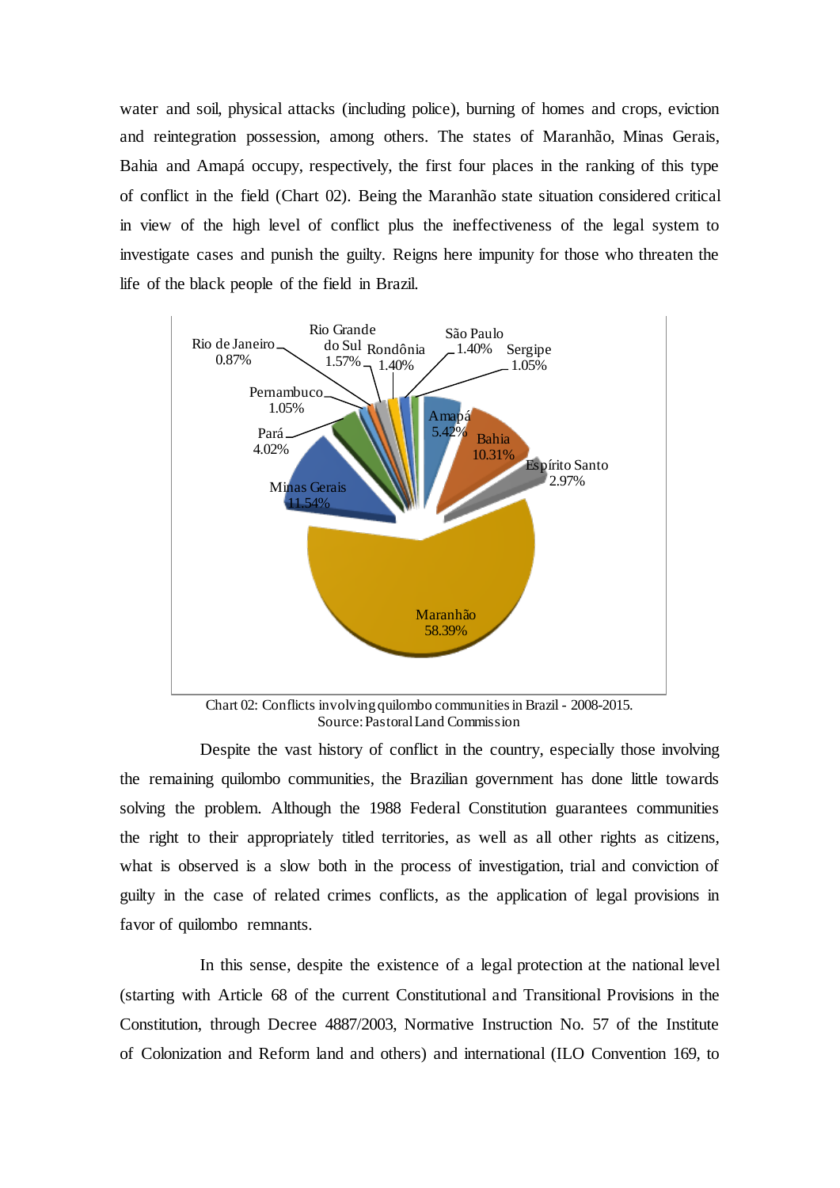water and soil, physical attacks (including police), burning of homes and crops, eviction and reintegration possession, among others. The states of Maranhão, Minas Gerais, Bahia and Amapá occupy, respectively, the first four places in the ranking of this type of conflict in the field (Chart 02). Being the Maranhão state situation considered critical in view of the high level of conflict plus the ineffectiveness of the legal system to investigate cases and punish the guilty. Reigns here impunity for those who threaten the life of the black people of the field in Brazil.

Chart 02: Conflicts involving quilombo communities in Brazil - 2008-2015.
Source: Pastoral Land Commission

Despite the vast history of conflict in the country, especially those involving the remaining quilombo communities, the Brazilian government has done little towards solving the problem. Although the 1988 Federal Constitution guarantees communities the right to their appropriately titled territories, as well as all other rights as citizens, what is observed is a slow both in the process of investigation, trial and conviction of guilty in the case of related crimes conflicts, as the application of legal provisions in favor of quilombo remnants.

In this sense, despite the existence of a legal protection at the national level (starting with Article 68 of the current Constitutional and Transitional Provisions in the Constitution, through Decree 4887/2003, Normative Instruction No. 57 of the Institute of Colonization and Reform land and others) and international (ILO Convention 169, to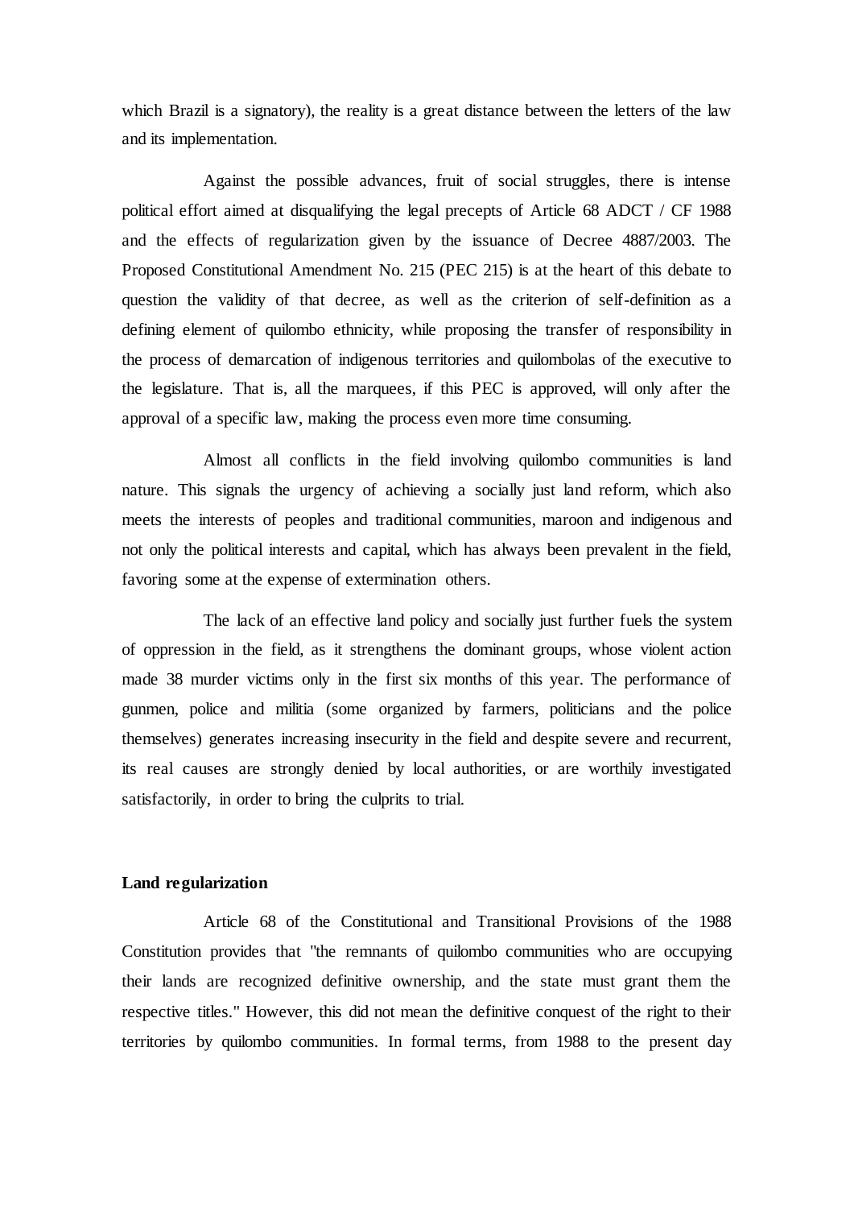which Brazil is a signatory), the reality is a great distance between the letters of the law and its implementation.

Against the possible advances, fruit of social struggles, there is intense political effort aimed at disqualifying the legal precepts of Article 68 ADCT / CF 1988 and the effects of regularization given by the issuance of Decree 4887/2003. The Proposed Constitutional Amendment No. 215 (PEC 215) is at the heart of this debate to question the validity of that decree, as well as the criterion of self-definition as a defining element of quilombo ethnicity, while proposing the transfer of responsibility in the process of demarcation of indigenous territories and quilombolas of the executive to the legislature. That is, all the marquees, if this PEC is approved, will only after the approval of a specific law, making the process even more time consuming.

Almost all conflicts in the field involving quilombo communities is land nature. This signals the urgency of achieving a socially just land reform, which also meets the interests of peoples and traditional communities, maroon and indigenous and not only the political interests and capital, which has always been prevalent in the field, favoring some at the expense of extermination others.

The lack of an effective land policy and socially just further fuels the system of oppression in the field, as it strengthens the dominant groups, whose violent action made 38 murder victims only in the first six months of this year. The performance of gunmen, police and militia (some organized by farmers, politicians and the police themselves) generates increasing insecurity in the field and despite severe and recurrent, its real causes are strongly denied by local authorities, or are worthily investigated satisfactorily, in order to bring the culprits to trial.

**Land regularization**

Article 68 of the Constitutional and Transitional Provisions of the 1988 Constitution provides that "the remnants of quilombo communities who are occupying their lands are recognized definitive ownership, and the state must grant them the respective titles." However, this did not mean the definitive conquest of the right to their territories by quilombo communities. In formal terms, from 1988 to the present day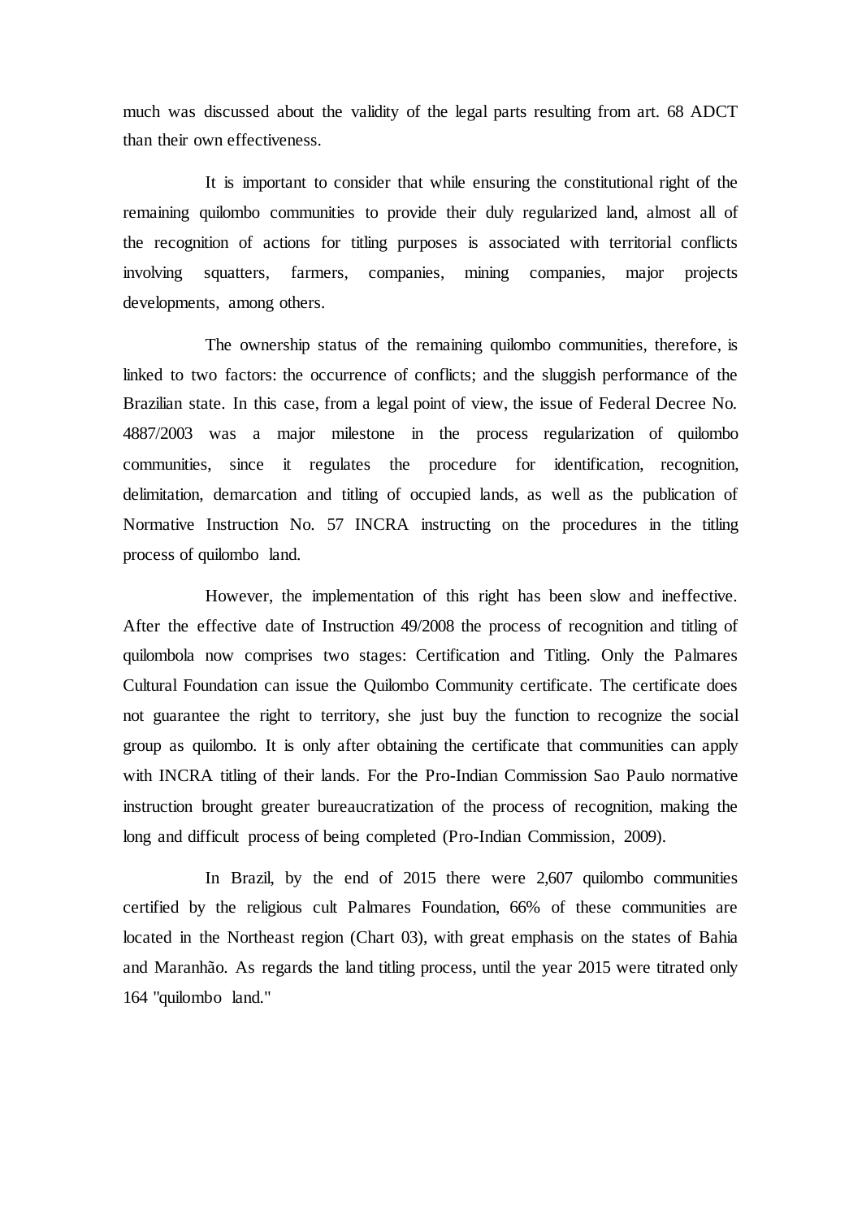much was discussed about the validity of the legal parts resulting from art. 68 ADCT than their own effectiveness.

It is important to consider that while ensuring the constitutional right of the remaining quilombo communities to provide their duly regularized land, almost all of the recognition of actions for titling purposes is associated with territorial conflicts involving squatters, farmers, companies, mining companies, major projects developments, among others.

The ownership status of the remaining quilombo communities, therefore, is linked to two factors: the occurrence of conflicts; and the sluggish performance of the Brazilian state. In this case, from a legal point of view, the issue of Federal Decree No. 4887/2003 was a major milestone in the process regularization of quilombo communities, since it regulates the procedure for identification, recognition, delimitation, demarcation and titling of occupied lands, as well as the publication of Normative Instruction No. 57 INCRA instructing on the procedures in the titling process of quilombo land.

However, the implementation of this right has been slow and ineffective. After the effective date of Instruction 49/2008 the process of recognition and titling of quilombola now comprises two stages: Certification and Titling. Only the Palmares Cultural Foundation can issue the Quilombo Community certificate. The certificate does not guarantee the right to territory, she just buy the function to recognize the social group as quilombo. It is only after obtaining the certificate that communities can apply with INCRA titling of their lands. For the Pro-Indian Commission Sao Paulo normative instruction brought greater bureaucratization of the process of recognition, making the long and difficult process of being completed (Pro-Indian Commission, 2009).

In Brazil, by the end of 2015 there were 2,607 quilombo communities certified by the religious cult Palmares Foundation, 66% of these communities are located in the Northeast region (Chart 03), with great emphasis on the states of Bahia and Maranhão. As regards the land titling process, until the year 2015 were titrated only 164 "quilombo land."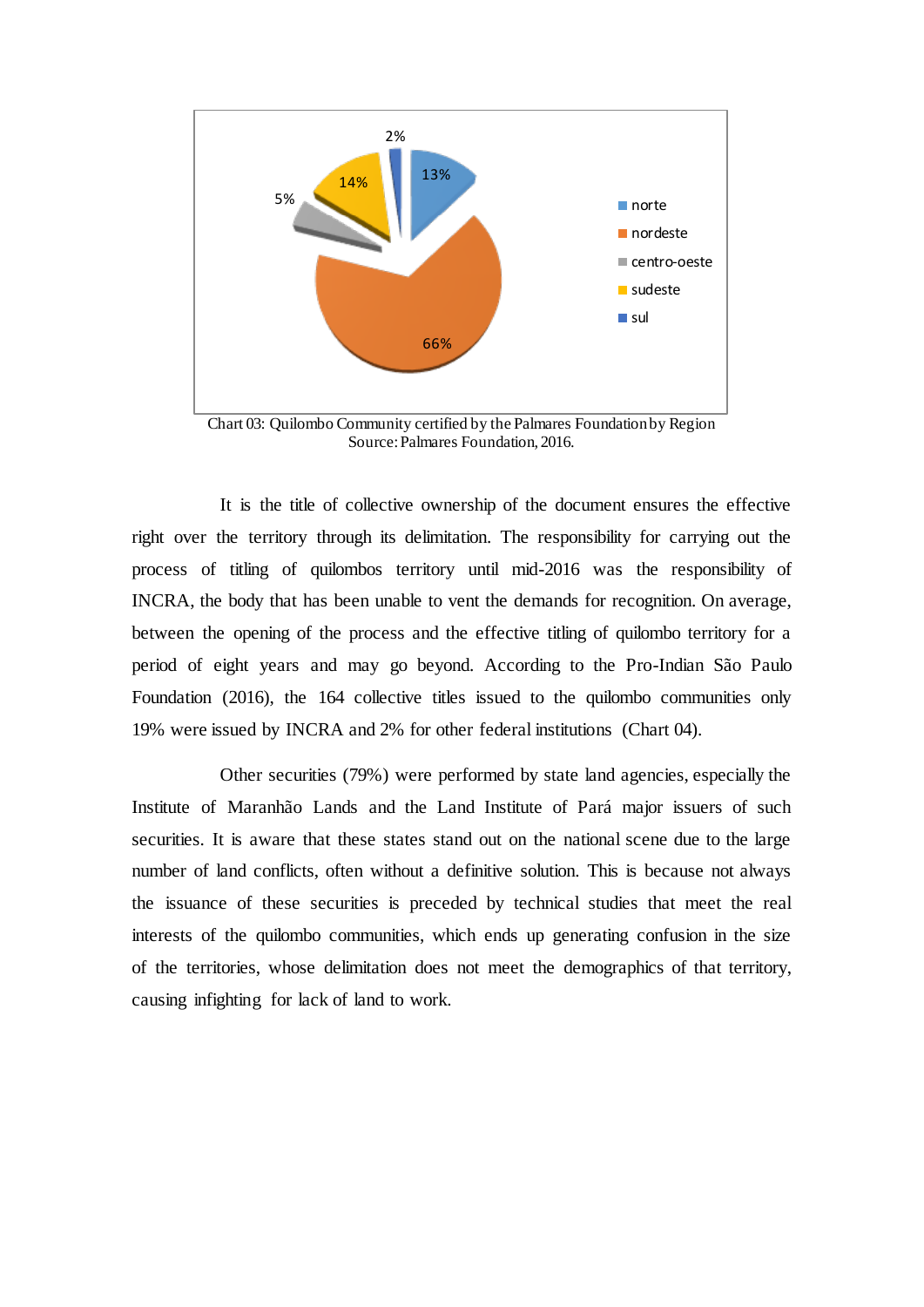Chart 03: Quilombo Community certified by the Palmares Foundation by Region
Source: Palmares Foundation, 2016.

It is the title of collective ownership of the document ensures the effective right over the territory through its delimitation. The responsibility for carrying out the process of titling of quilombos territory until mid-2016 was the responsibility of INCRA, the body that has been unable to vent the demands for recognition. On average, between the opening of the process and the effective titling of quilombo territory for a period of eight years and may go beyond. According to the Pro-Indian São Paulo Foundation (2016), the 164 collective titles issued to the quilombo communities only 19% were issued by INCRA and 2% for other federal institutions (Chart 04).

Other securities (79%) were performed by state land agencies, especially the Institute of Maranhão Lands and the Land Institute of Pará major issuers of such securities. It is aware that these states stand out on the national scene due to the large number of land conflicts, often without a definitive solution. This is because not always the issuance of these securities is preceded by technical studies that meet the real interests of the quilombo communities, which ends up generating confusion in the size of the territories, whose delimitation does not meet the demographics of that territory, causing infighting for lack of land to work.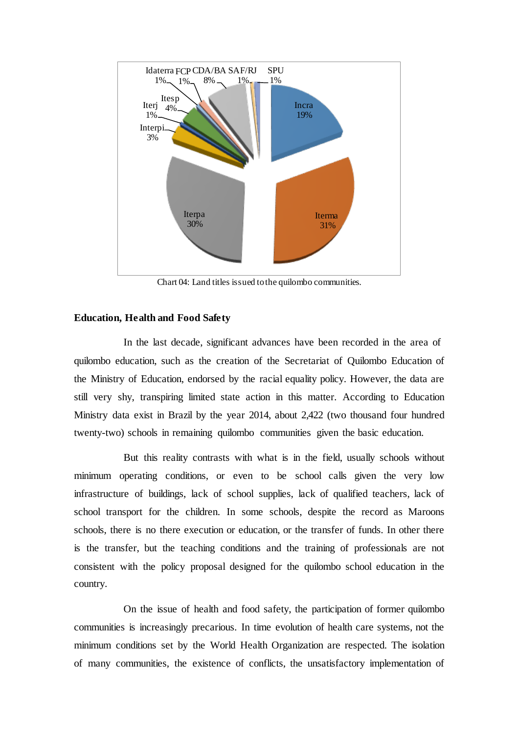Chart 04: Land titles issued to the quilombo communities.

**Education, Health and Food Safety**

In the last decade, significant advances have been recorded in the area of quilombo education, such as the creation of the Secretariat of Quilombo Education of the Ministry of Education, endorsed by the racial equality policy. However, the data are still very shy, transpiring limited state action in this matter. According to Education Ministry data exist in Brazil by the year 2014, about 2,422 (two thousand four hundred twenty-two) schools in remaining quilombo communities given the basic education.

But this reality contrasts with what is in the field, usually schools without minimum operating conditions, or even to be school calls given the very low infrastructure of buildings, lack of school supplies, lack of qualified teachers, lack of school transport for the children. In some schools, despite the record as Maroons schools, there is no there execution or education, or the transfer of funds. In other there is the transfer, but the teaching conditions and the training of professionals are not consistent with the policy proposal designed for the quilombo school education in the country.

On the issue of health and food safety, the participation of former quilombo communities is increasingly precarious. In time evolution of health care systems, not the minimum conditions set by the World Health Organization are respected. The isolation of many communities, the existence of conflicts, the unsatisfactory implementation of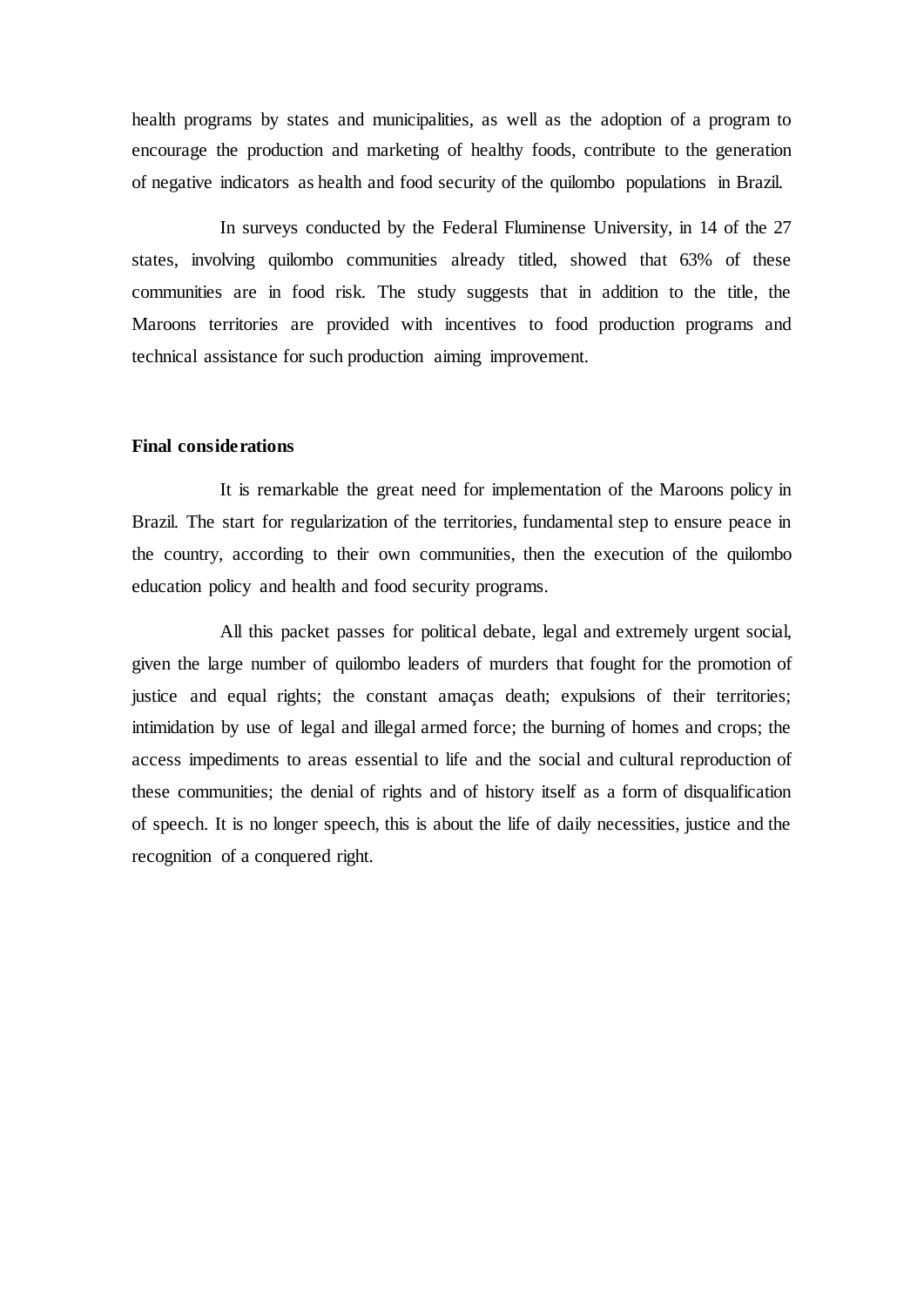health programs by states and municipalities, as well as the adoption of a program to encourage the production and marketing of healthy foods, contribute to the generation of negative indicators as health and food security of the quilombo populations in Brazil.

In surveys conducted by the Federal Fluminense University, in 14 of the 27 states, involving quilombo communities already titled, showed that 63% of these communities are in food risk. The study suggests that in addition to the title, the Maroons territories are provided with incentives to food production programs and technical assistance for such production aiming improvement.

**Final considerations**

It is remarkable the great need for implementation of the Maroons policy in Brazil. The start for regularization of the territories, fundamental step to ensure peace in the country, according to their own communities, then the execution of the quilombo education policy and health and food security programs.

All this packet passes for political debate, legal and extremely urgent social, given the large number of quilombo leaders of murders that fought for the promotion of justice and equal rights; the constant amaças death; expulsions of their territories; intimidation by use of legal and illegal armed force; the burning of homes and crops; the access impediments to areas essential to life and the social and cultural reproduction of these communities; the denial of rights and of history itself as a form of disqualification of speech. It is no longer speech, this is about the life of daily necessities, justice and the recognition of a conquered right.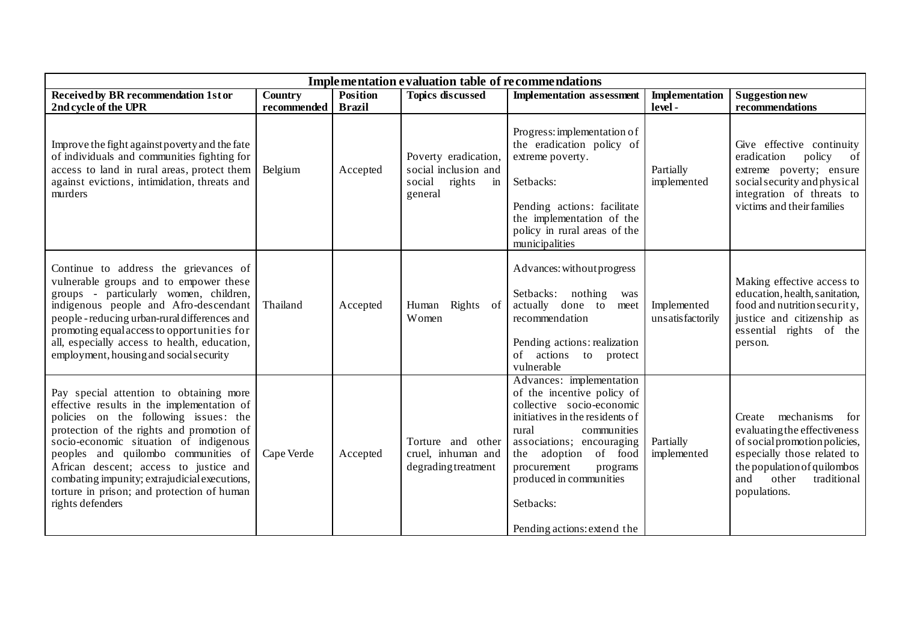| Implementation evaluation table of recommendations | | | | | | |
|---|---|---|---|---|---|---|
| **Received by BR recommendation 1st or 2nd cycle of the UPR** | **Country recommended** | **Position Brazil** | **Topics discussed** | **Implementation assessment** | **Implementation level -** | **Suggestion new recommendations** |
| Improve the fight against poverty and the fate of individuals and communities fighting for access to land in rural areas, protect them against evictions, intimidation, threats and murders | Belgium | Accepted | Poverty eradication, social inclusion and social rights in general | Progress: implementation of the eradication policy of extreme poverty.<br><br>Setbacks:<br><br>Pending actions: facilitate the implementation of the policy in rural areas of the municipalities | Partially implemented | Give effective continuity eradication policy of extreme poverty; ensure social security and physical integration of threats to victims and their families |
| Continue to address the grievances of vulnerable groups and to empower these groups - particularly women, children, indigenous people and Afro-descendant people - reducing urban-rural differences and promoting equal access to opportunities for all, especially access to health, education, employment, housing and social security | Thailand | Accepted | Human Rights of Women | Advances: without progress<br><br>Setbacks: nothing was actually done to meet recommendation<br><br>Pending actions: realization of actions to protect vulnerable | Implemented unsatisfactorily | Making effective access to education, health, sanitation, food and nutrition security, justice and citizenship as essential rights of the person. |
| Pay special attention to obtaining more effective results in the implementation of policies on the following issues: the protection of the rights and promotion of socio-economic situation of indigenous peoples and quilombo communities of African descent; access to justice and combating impunity; extrajudicial executions, torture in prison; and protection of human rights defenders | Cape Verde | Accepted | Torture and other cruel, inhuman and degrading treatment | Advances: implementation of the incentive policy of collective socio-economic initiatives in the residents of rural communities associations; encouraging the adoption of food procurement programs produced in communities<br><br>Setbacks:<br><br>Pending actions: extend the | Partially implemented | Create mechanisms for evaluating the effectiveness of social promotion policies, especially those related to the population of quilombos and other traditional populations. |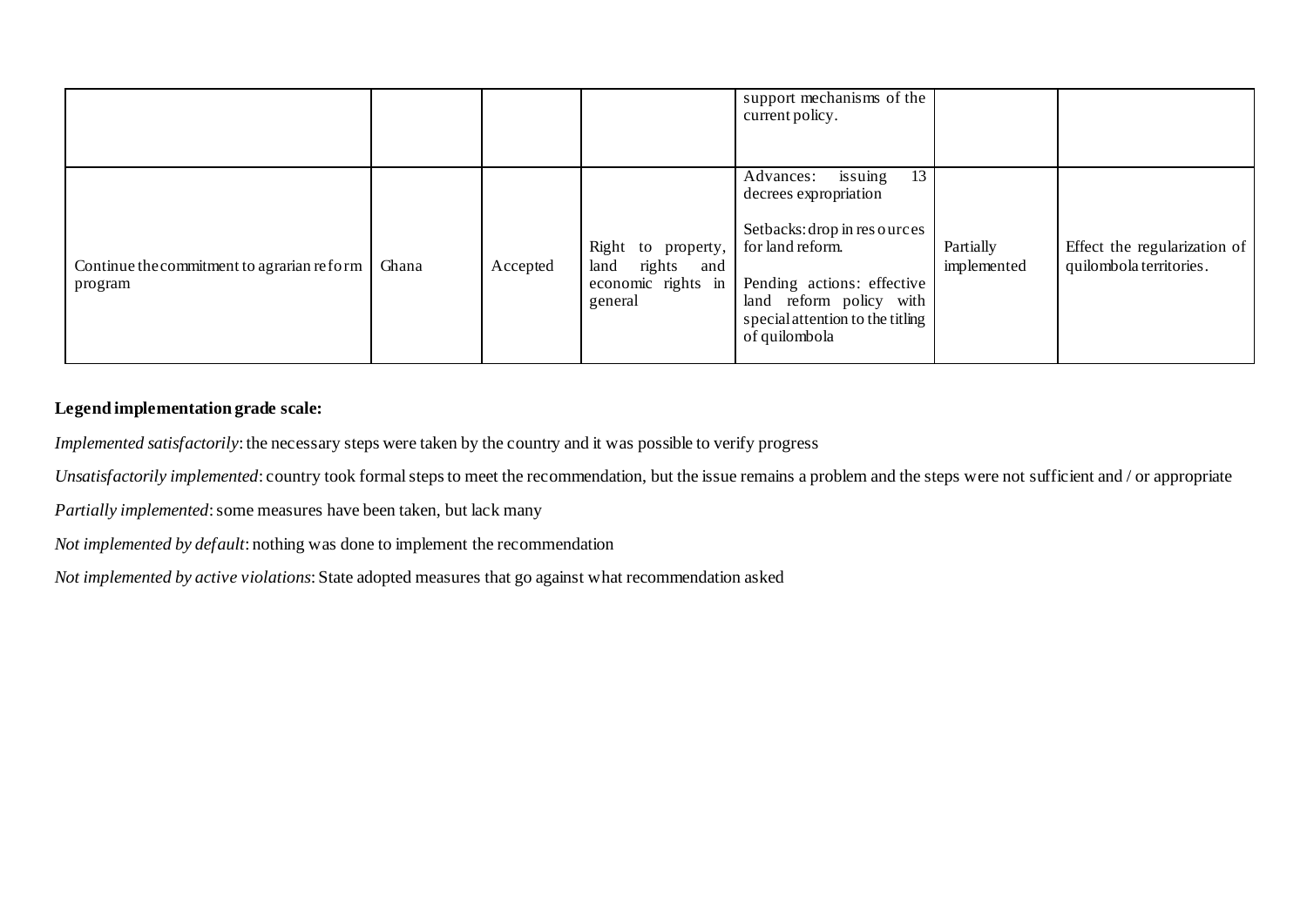| | | | | | | |
|---|---|---|---|---|---|---|
| | | | | support mechanisms of the current policy. | | |
| Continue the commitment to agrarian reform program | Ghana | Accepted | Right to property, land rights and economic rights in general | Advances: issuing 13 decrees expropriation<br><br>Setbacks: drop in resources for land reform.<br><br>Pending actions: effective land reform policy with special attention to the titling of quilombola | Partially implemented | Effect the regularization of quilombola territories. |

**Legend implementation grade scale:**

*Implemented satisfactorily*: the necessary steps were taken by the country and it was possible to verify progress

*Unsatisfactorily implemented*: country took formal steps to meet the recommendation, but the issue remains a problem and the steps were not sufficient and / or appropriate

*Partially implemented*: some measures have been taken, but lack many

*Not implemented by default*: nothing was done to implement the recommendation

*Not implemented by active violations*: State adopted measures that go against what recommendation asked